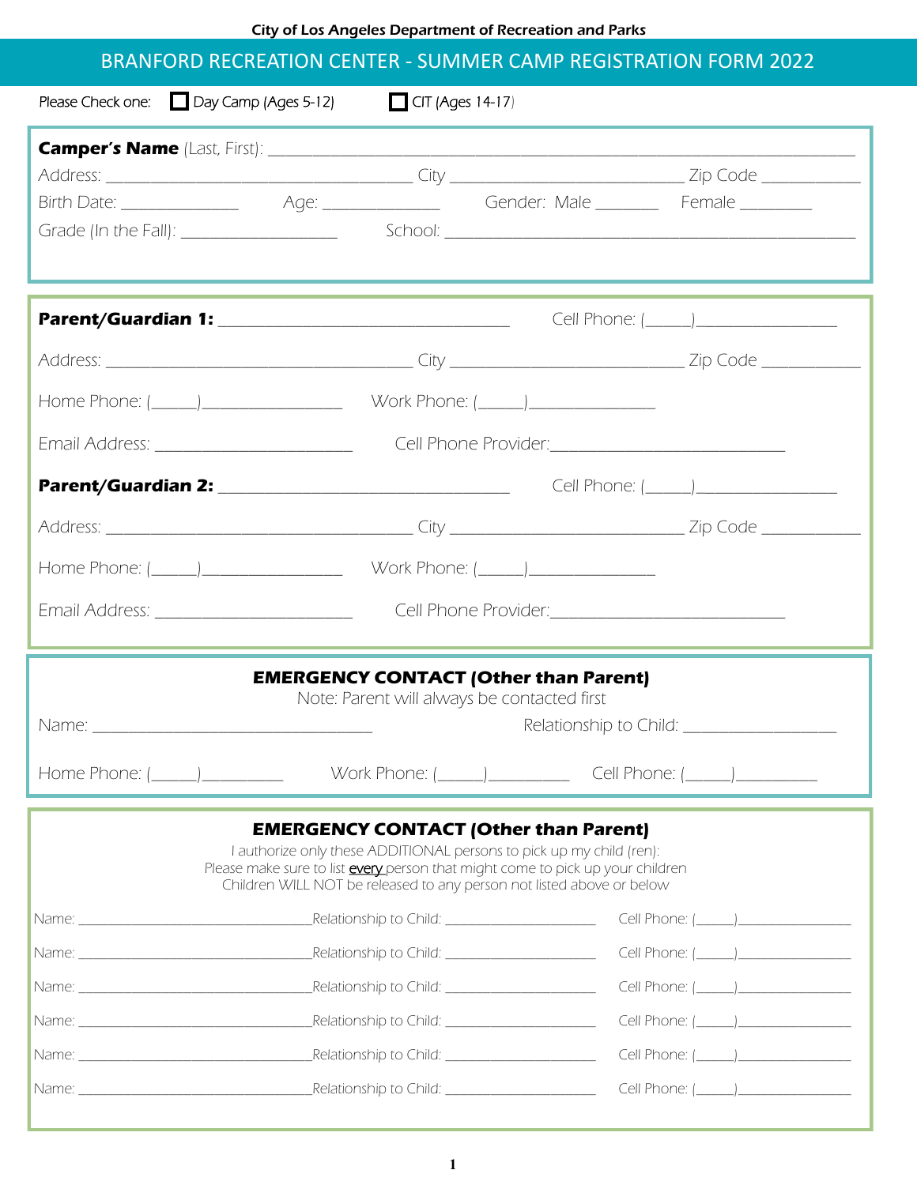City of Los Angeles Department of Recreation and Parks

# BRANFORD RECREATION CENTER - SUMMER CAMP REGISTRATION FORM 2022

Please Check one: ☐ Day Camp (Ages 5-12) ☐ CIT (Ages 14-17)

**Camper's Name** (Last, First): ______________________________________________

Address: ______________________________ City ______________________ Zip Code __________

Birth Date: ____________ Age: ____________ Gender: Male _______ Female ________

Grade (In the Fall): ________________ School: ________________________________________

**Parent/Guardian 1:** ______________________________ Cell Phone: (_____)_______________

Address: ______________________________ City ______________________ Zip Code __________

Home Phone: (_____)_______________ Work Phone: (_____)______________

Email Address: ____________________ Cell Phone Provider:________________________

**Parent/Guardian 2:** ______________________________ Cell Phone: (_____)_______________

Address: ______________________________ City ______________________ Zip Code __________

Home Phone: (_____)_______________ Work Phone: (_____)______________

Email Address: ____________________ Cell Phone Provider:________________________

## EMERGENCY CONTACT (Other than Parent)

Note: Parent will always be contacted first

Name: ____________________________ Relationship to Child: ________________

Home Phone: (_____)_________ Work Phone: (_____)_________ Cell Phone: (_____)_________

## EMERGENCY CONTACT (Other than Parent)

I authorize only these ADDITIONAL persons to pick up my child (ren):
Please make sure to list every person that might come to pick up your children
Children WILL NOT be released to any person not listed above or below

Name: __________________________Relationship to Child: __________________ Cell Phone: (_____)______________

Name: __________________________Relationship to Child: __________________ Cell Phone: (_____)______________

Name: __________________________Relationship to Child: __________________ Cell Phone: (_____)______________

Name: __________________________Relationship to Child: __________________ Cell Phone: (_____)______________

Name: __________________________Relationship to Child: __________________ Cell Phone: (_____)______________

Name: __________________________Relationship to Child: __________________ Cell Phone: (_____)______________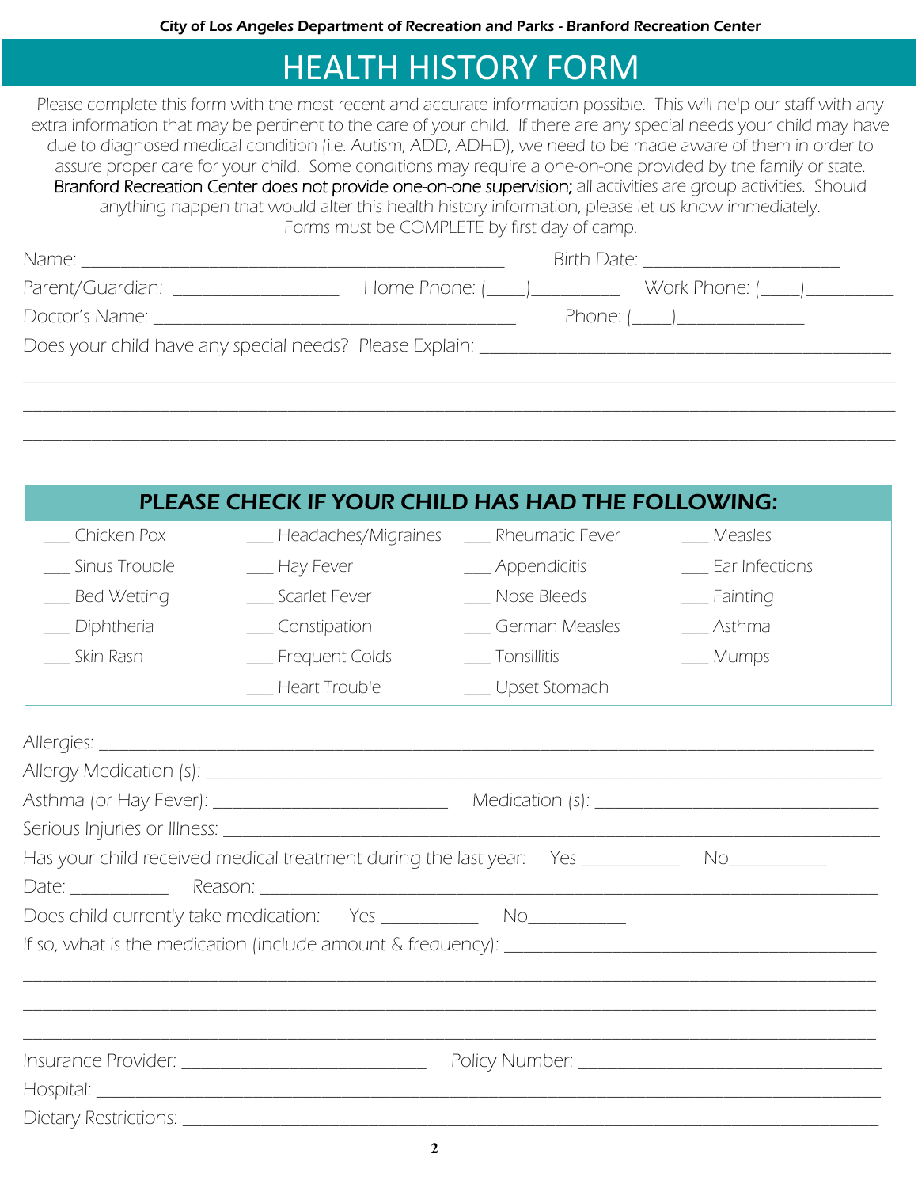City of Los Angeles Department of Recreation and Parks - Branford Recreation Center

# HEALTH HISTORY FORM

Please complete this form with the most recent and accurate information possible. This will help our staff with any extra information that may be pertinent to the care of your child. If there are any special needs your child may have due to diagnosed medical condition (i.e. Autism, ADD, ADHD), we need to be made aware of them in order to assure proper care for your child. Some conditions may require a one-on-one provided by the family or state. Branford Recreation Center does not provide one-on-one supervision; all activities are group activities. Should anything happen that would alter this health history information, please let us know immediately. Forms must be COMPLETE by first day of camp.

Name: ________________________________________ Birth Date: ____________________

Parent/Guardian: ________________ Home Phone: (____)_________ Work Phone: (____)_________

Doctor's Name: ________________________________ Phone: (____)_____________

Does your child have any special needs? Please Explain: ________________________________________

____________________________________________________________________________________

____________________________________________________________________________________

____________________________________________________________________________________

## PLEASE CHECK IF YOUR CHILD HAS HAD THE FOLLOWING:

| | | | |
|---|---|---|---|
| ___ Chicken Pox | ___ Headaches/Migraines | ___ Rheumatic Fever | ___ Measles |
| ___ Sinus Trouble | ___ Hay Fever | ___ Appendicitis | ___ Ear Infections |
| ___ Bed Wetting | ___ Scarlet Fever | ___ Nose Bleeds | ___ Fainting |
| ___ Diphtheria | ___ Constipation | ___ German Measles | ___ Asthma |
| ___ Skin Rash | ___ Frequent Colds | ___ Tonsillitis | ___ Mumps |
| | ___ Heart Trouble | ___ Upset Stomach | |

Allergies: ____________________________________________________________________________

Allergy Medication (s): ________________________________________________________________

Asthma (or Hay Fever): ______________________ Medication (s): ____________________________

Serious Injuries or Illness: ______________________________________________________________

Has your child received medical treatment during the last year: Yes __________ No__________

Date: __________ Reason: _____________________________________________________________

Does child currently take medication: Yes __________ No__________

If so, what is the medication (include amount & frequency): _________________________________

____________________________________________________________________________________

____________________________________________________________________________________

____________________________________________________________________________________

Insurance Provider: _______________________ Policy Number: ______________________________

Hospital: _____________________________________________________________________________

Dietary Restrictions: ____________________________________________________________________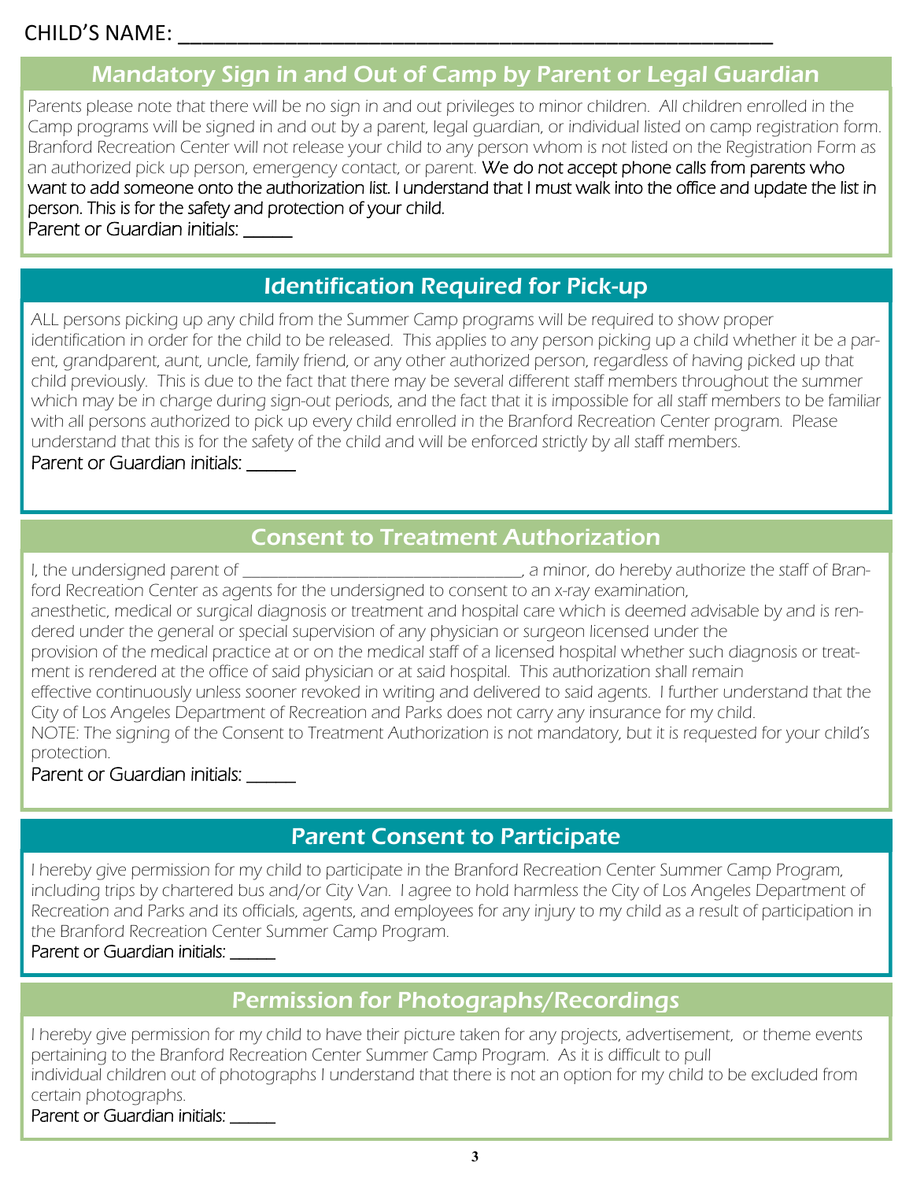CHILD'S NAME: ___________________________________________________

## Mandatory Sign in and Out of Camp by Parent or Legal Guardian

*Parents please note that there will be no sign in and out privileges to minor children. All children enrolled in the Camp programs will be signed in and out by a parent, legal guardian, or individual listed on camp registration form. Branford Recreation Center will not release your child to any person whom is not listed on the Registration Form as an authorized pick up person, emergency contact, or parent.* We do not accept phone calls from parents who want to add someone onto the authorization list. I understand that I must walk into the office and update the list in person. This is for the safety and protection of your child.

Parent or Guardian initials: ______

## Identification Required for Pick-up

*ALL persons picking up any child from the Summer Camp programs will be required to show proper identification in order for the child to be released. This applies to any person picking up a child whether it be a parent, grandparent, aunt, uncle, family friend, or any other authorized person, regardless of having picked up that child previously. This is due to the fact that there may be several different staff members throughout the summer which may be in charge during sign-out periods, and the fact that it is impossible for all staff members to be familiar with all persons authorized to pick up every child enrolled in the Branford Recreation Center program. Please understand that this is for the safety of the child and will be enforced strictly by all staff members.*

Parent or Guardian initials: ______

## Consent to Treatment Authorization

*I, the undersigned parent of ________________________________, a minor, do hereby authorize the staff of Branford Recreation Center as agents for the undersigned to consent to an x-ray examination, anesthetic, medical or surgical diagnosis or treatment and hospital care which is deemed advisable by and is rendered under the general or special supervision of any physician or surgeon licensed under the provision of the medical practice at or on the medical staff of a licensed hospital whether such diagnosis or treatment is rendered at the office of said physician or at said hospital. This authorization shall remain effective continuously unless sooner revoked in writing and delivered to said agents. I further understand that the City of Los Angeles Department of Recreation and Parks does not carry any insurance for my child.*

*NOTE: The signing of the Consent to Treatment Authorization is not mandatory, but it is requested for your child's protection.*

Parent or Guardian initials: ______

## Parent Consent to Participate

*I hereby give permission for my child to participate in the Branford Recreation Center Summer Camp Program, including trips by chartered bus and/or City Van. I agree to hold harmless the City of Los Angeles Department of Recreation and Parks and its officials, agents, and employees for any injury to my child as a result of participation in the Branford Recreation Center Summer Camp Program.*

Parent or Guardian initials: ______

## Permission for Photographs/Recordings

*I hereby give permission for my child to have their picture taken for any projects, advertisement, or theme events pertaining to the Branford Recreation Center Summer Camp Program. As it is difficult to pull individual children out of photographs I understand that there is not an option for my child to be excluded from certain photographs.*

Parent or Guardian initials: ______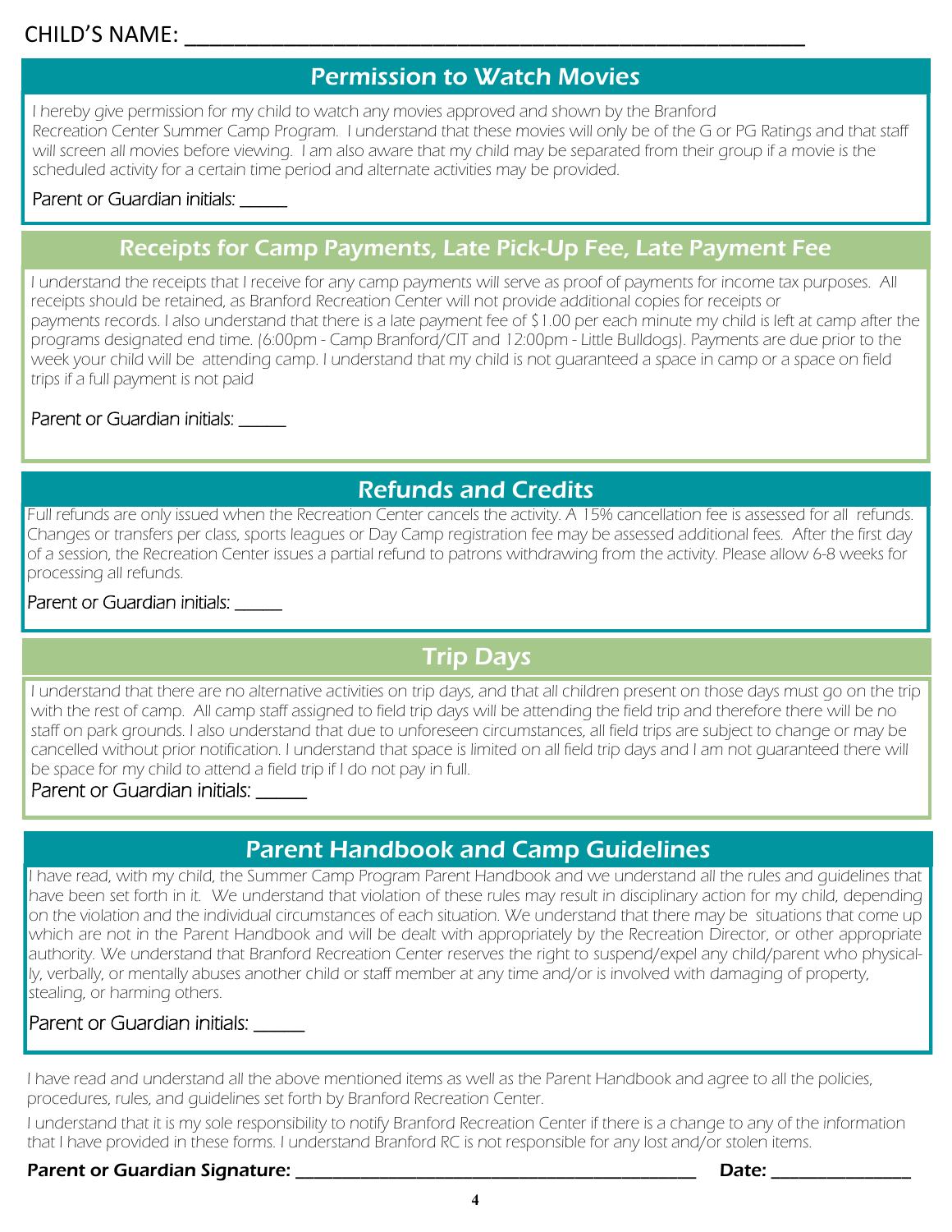CHILD'S NAME: ____________________________________________________

## Permission to Watch Movies

I hereby give permission for my child to watch any movies approved and shown by the Branford Recreation Center Summer Camp Program. I understand that these movies will only be of the G or PG Ratings and that staff will screen all movies before viewing. I am also aware that my child may be separated from their group if a movie is the scheduled activity for a certain time period and alternate activities may be provided.

Parent or Guardian initials: _____

## Receipts for Camp Payments, Late Pick-Up Fee, Late Payment Fee

I understand the receipts that I receive for any camp payments will serve as proof of payments for income tax purposes. All receipts should be retained, as Branford Recreation Center will not provide additional copies for receipts or payments records. I also understand that there is a late payment fee of $1.00 per each minute my child is left at camp after the programs designated end time. (6:00pm - Camp Branford/CIT and 12:00pm - Little Bulldogs). Payments are due prior to the week your child will be attending camp. I understand that my child is not guaranteed a space in camp or a space on field trips if a full payment is not paid

Parent or Guardian initials: _____

## Refunds and Credits

Full refunds are only issued when the Recreation Center cancels the activity. A 15% cancellation fee is assessed for all refunds. Changes or transfers per class, sports leagues or Day Camp registration fee may be assessed additional fees. After the first day of a session, the Recreation Center issues a partial refund to patrons withdrawing from the activity. Please allow 6-8 weeks for processing all refunds.

Parent or Guardian initials: _____

## Trip Days

I understand that there are no alternative activities on trip days, and that all children present on those days must go on the trip with the rest of camp. All camp staff assigned to field trip days will be attending the field trip and therefore there will be no staff on park grounds. I also understand that due to unforeseen circumstances, all field trips are subject to change or may be cancelled without prior notification. I understand that space is limited on all field trip days and I am not guaranteed there will be space for my child to attend a field trip if I do not pay in full.

Parent or Guardian initials: _____

## Parent Handbook and Camp Guidelines

I have read, with my child, the Summer Camp Program Parent Handbook and we understand all the rules and guidelines that have been set forth in it. We understand that violation of these rules may result in disciplinary action for my child, depending on the violation and the individual circumstances of each situation. We understand that there may be situations that come up which are not in the Parent Handbook and will be dealt with appropriately by the Recreation Director, or other appropriate authority. We understand that Branford Recreation Center reserves the right to suspend/expel any child/parent who physically, verbally, or mentally abuses another child or staff member at any time and/or is involved with damaging of property, stealing, or harming others.

Parent or Guardian initials: _____

I have read and understand all the above mentioned items as well as the Parent Handbook and agree to all the policies, procedures, rules, and guidelines set forth by Branford Recreation Center.

I understand that it is my sole responsibility to notify Branford Recreation Center if there is a change to any of the information that I have provided in these forms. I understand Branford RC is not responsible for any lost and/or stolen items.

**Parent or Guardian Signature:** ________________________________ **Date:** ____________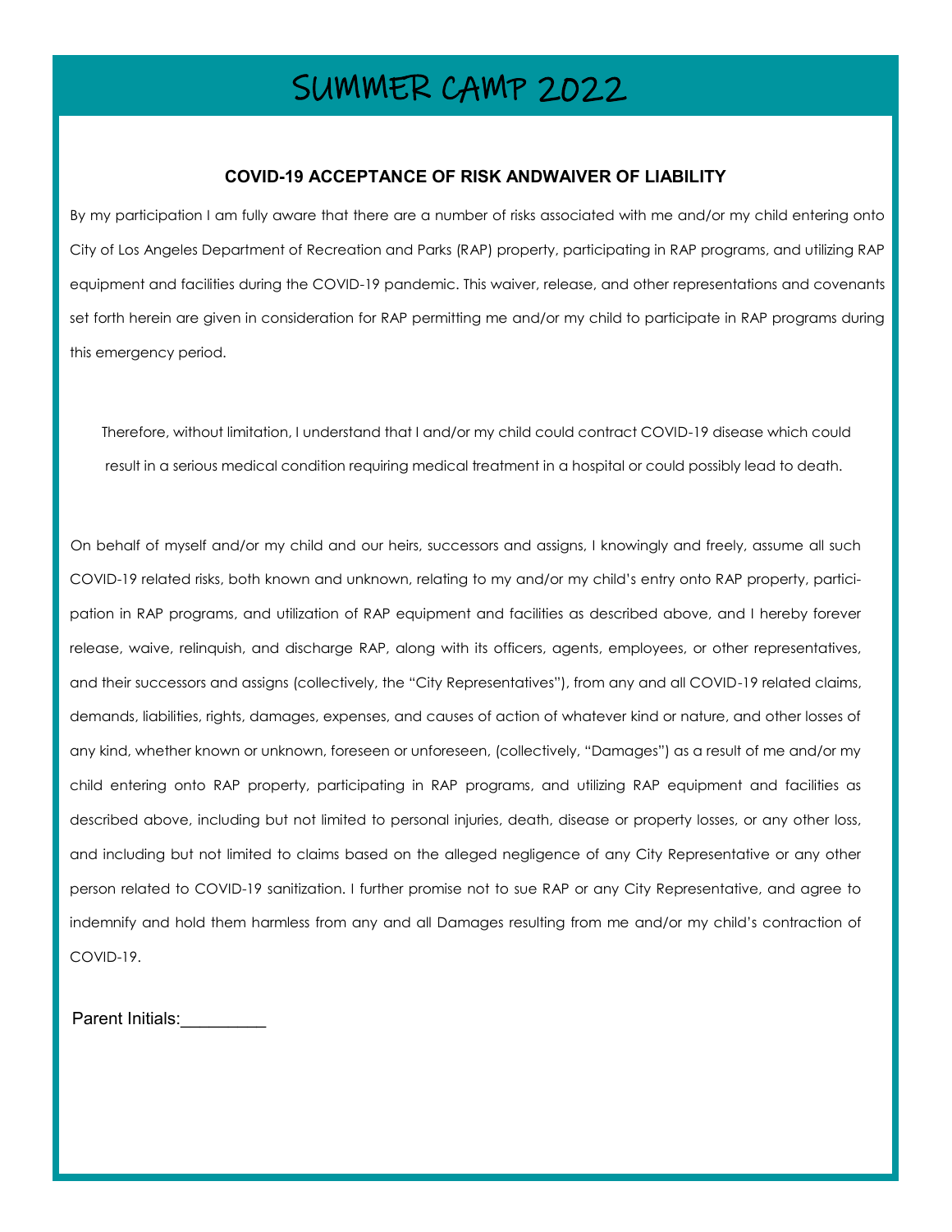# SUMMER CAMP 2022

### COVID-19 ACCEPTANCE OF RISK ANDWAIVER OF LIABILITY

By my participation I am fully aware that there are a number of risks associated with me and/or my child entering onto City of Los Angeles Department of Recreation and Parks (RAP) property, participating in RAP programs, and utilizing RAP equipment and facilities during the COVID-19 pandemic. This waiver, release, and other representations and covenants set forth herein are given in consideration for RAP permitting me and/or my child to participate in RAP programs during this emergency period.

Therefore, without limitation, I understand that I and/or my child could contract COVID-19 disease which could result in a serious medical condition requiring medical treatment in a hospital or could possibly lead to death.

On behalf of myself and/or my child and our heirs, successors and assigns, I knowingly and freely, assume all such COVID-19 related risks, both known and unknown, relating to my and/or my child's entry onto RAP property, participation in RAP programs, and utilization of RAP equipment and facilities as described above, and I hereby forever release, waive, relinquish, and discharge RAP, along with its officers, agents, employees, or other representatives, and their successors and assigns (collectively, the "City Representatives"), from any and all COVID-19 related claims, demands, liabilities, rights, damages, expenses, and causes of action of whatever kind or nature, and other losses of any kind, whether known or unknown, foreseen or unforeseen, (collectively, "Damages") as a result of me and/or my child entering onto RAP property, participating in RAP programs, and utilizing RAP equipment and facilities as described above, including but not limited to personal injuries, death, disease or property losses, or any other loss, and including but not limited to claims based on the alleged negligence of any City Representative or any other person related to COVID-19 sanitization. I further promise not to sue RAP or any City Representative, and agree to indemnify and hold them harmless from any and all Damages resulting from me and/or my child's contraction of COVID-19.

Parent Initials:_________